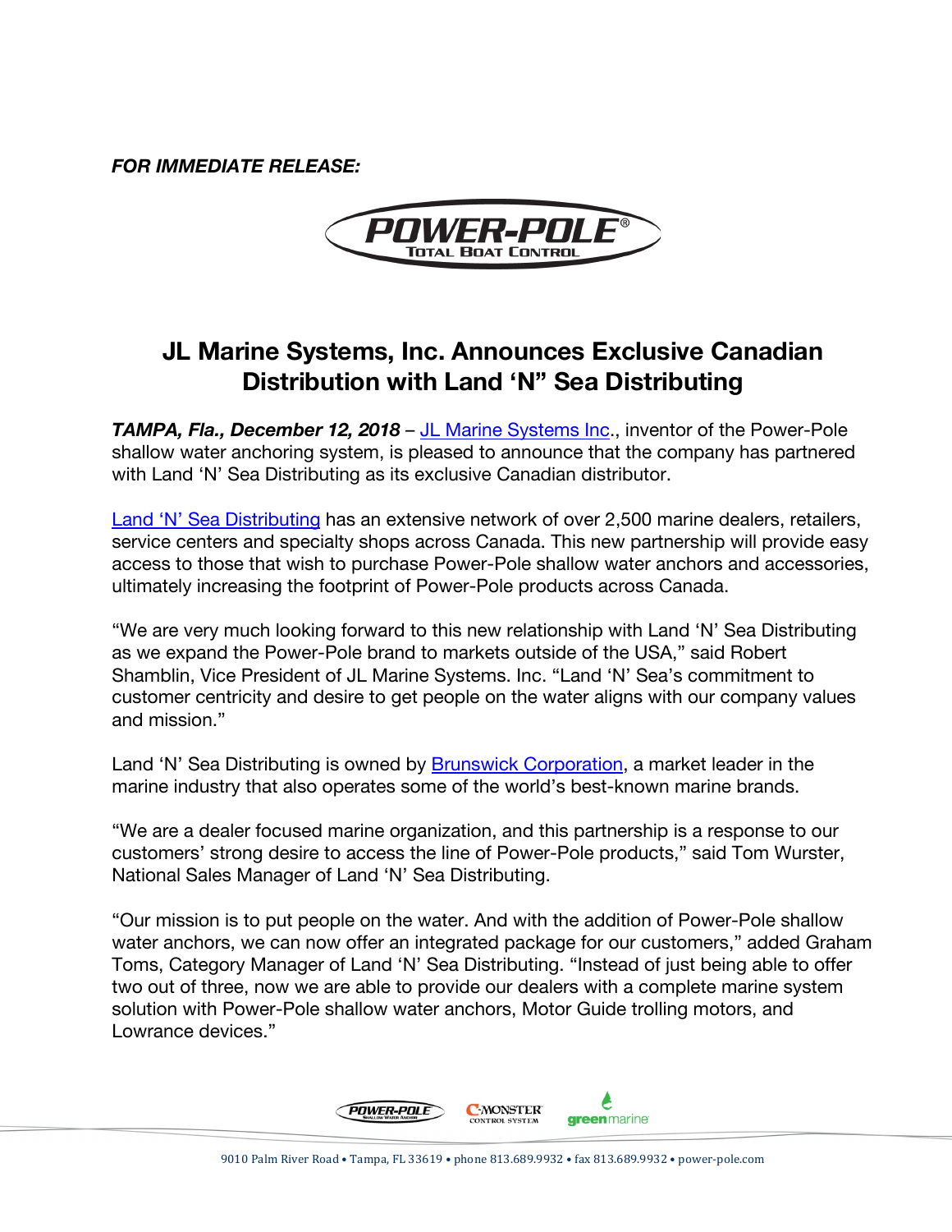***FOR IMMEDIATE RELEASE:***

# JL Marine Systems, Inc. Announces Exclusive Canadian Distribution with Land 'N" Sea Distributing

***TAMPA, Fla., December 12, 2018*** – JL Marine Systems Inc., inventor of the Power-Pole shallow water anchoring system, is pleased to announce that the company has partnered with Land 'N' Sea Distributing as its exclusive Canadian distributor.

Land 'N' Sea Distributing has an extensive network of over 2,500 marine dealers, retailers, service centers and specialty shops across Canada. This new partnership will provide easy access to those that wish to purchase Power-Pole shallow water anchors and accessories, ultimately increasing the footprint of Power-Pole products across Canada.

"We are very much looking forward to this new relationship with Land 'N' Sea Distributing as we expand the Power-Pole brand to markets outside of the USA," said Robert Shamblin, Vice President of JL Marine Systems. Inc. "Land 'N' Sea's commitment to customer centricity and desire to get people on the water aligns with our company values and mission."

Land 'N' Sea Distributing is owned by Brunswick Corporation, a market leader in the marine industry that also operates some of the world's best-known marine brands.

"We are a dealer focused marine organization, and this partnership is a response to our customers' strong desire to access the line of Power-Pole products," said Tom Wurster, National Sales Manager of Land 'N' Sea Distributing.

"Our mission is to put people on the water. And with the addition of Power-Pole shallow water anchors, we can now offer an integrated package for our customers," added Graham Toms, Category Manager of Land 'N' Sea Distributing. "Instead of just being able to offer two out of three, now we are able to provide our dealers with a complete marine system solution with Power-Pole shallow water anchors, Motor Guide trolling motors, and Lowrance devices."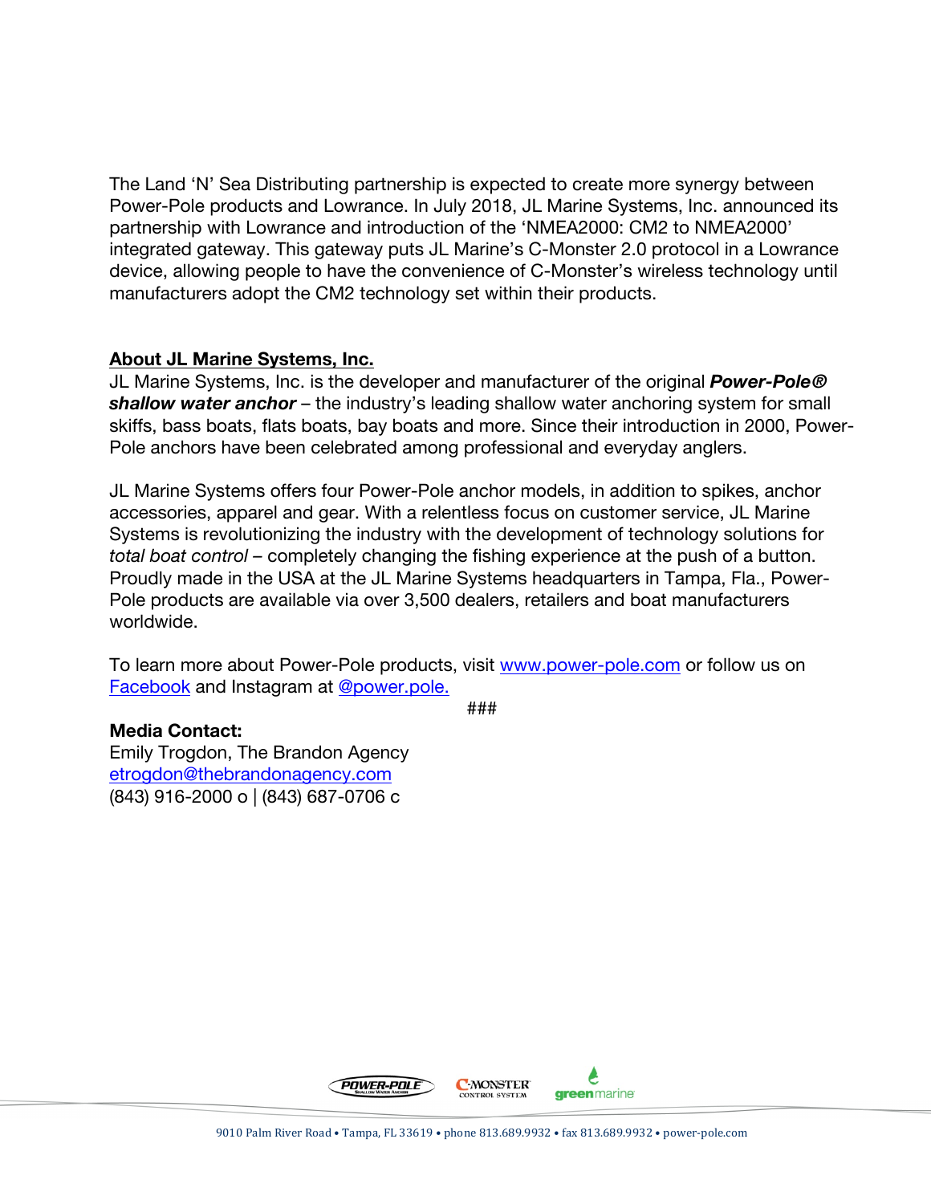The Land 'N' Sea Distributing partnership is expected to create more synergy between Power-Pole products and Lowrance. In July 2018, JL Marine Systems, Inc. announced its partnership with Lowrance and introduction of the 'NMEA2000: CM2 to NMEA2000' integrated gateway. This gateway puts JL Marine's C-Monster 2.0 protocol in a Lowrance device, allowing people to have the convenience of C-Monster's wireless technology until manufacturers adopt the CM2 technology set within their products.

**About JL Marine Systems, Inc.**

JL Marine Systems, Inc. is the developer and manufacturer of the original ***Power-Pole® shallow water anchor*** – the industry's leading shallow water anchoring system for small skiffs, bass boats, flats boats, bay boats and more. Since their introduction in 2000, Power-Pole anchors have been celebrated among professional and everyday anglers.

JL Marine Systems offers four Power-Pole anchor models, in addition to spikes, anchor accessories, apparel and gear. With a relentless focus on customer service, JL Marine Systems is revolutionizing the industry with the development of technology solutions for *total boat control* – completely changing the fishing experience at the push of a button. Proudly made in the USA at the JL Marine Systems headquarters in Tampa, Fla., Power-Pole products are available via over 3,500 dealers, retailers and boat manufacturers worldwide.

To learn more about Power-Pole products, visit www.power-pole.com or follow us on Facebook and Instagram at @power.pole.

###

**Media Contact:**

Emily Trogdon, The Brandon Agency

etrogdon@thebrandonagency.com

(843) 916-2000 o | (843) 687-0706 c

9010 Palm River Road • Tampa, FL 33619 • phone 813.689.9932 • fax 813.689.9932 • power-pole.com